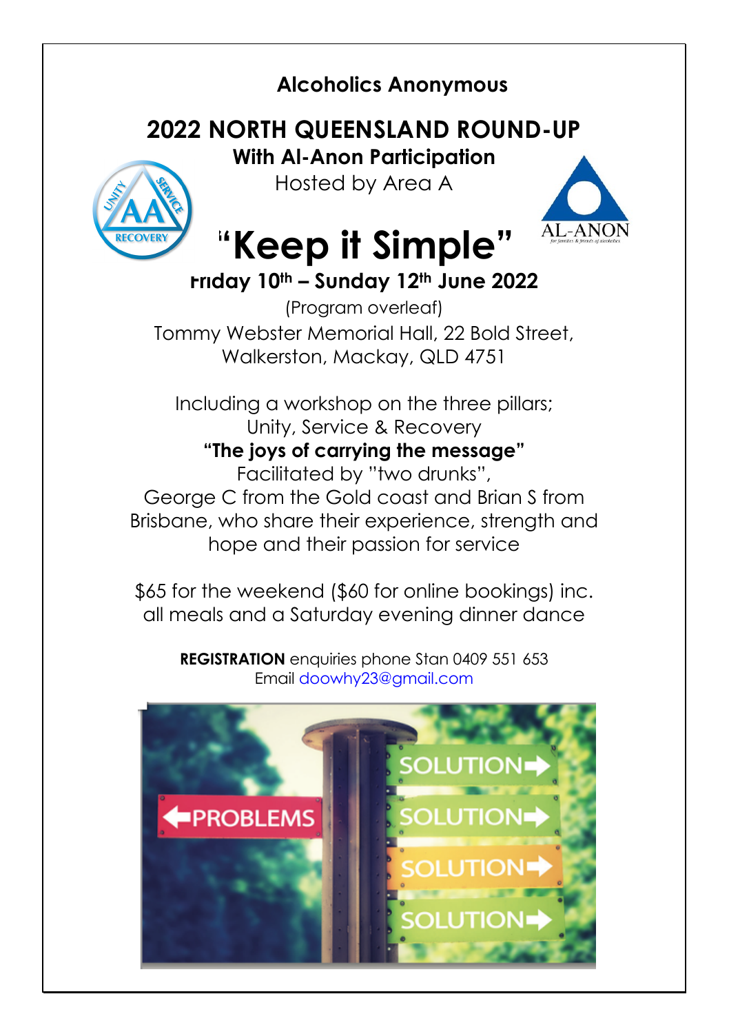## Alcoholics Anonymous

# 2022 NORTH QUEENSLAND ROUND-UP

**With Al-Anon Participation**

Hosted by Area A

# "Keep it Simple"

**Friday 10th – Sunday 12th June 2022**

(Program overleaf)

Tommy Webster Memorial Hall, 22 Bold Street, Walkerston, Mackay, QLD 4751

Including a workshop on the three pillars; Unity, Service & Recovery

**"The joys of carrying the message"**

Facilitated by "two drunks", George C from the Gold coast and Brian S from Brisbane, who share their experience, strength and hope and their passion for service

$65 for the weekend ($60 for online bookings) inc. all meals and a Saturday evening dinner dance

**REGISTRATION** enquiries phone Stan 0409 551 653
Email doowhy23@gmail.com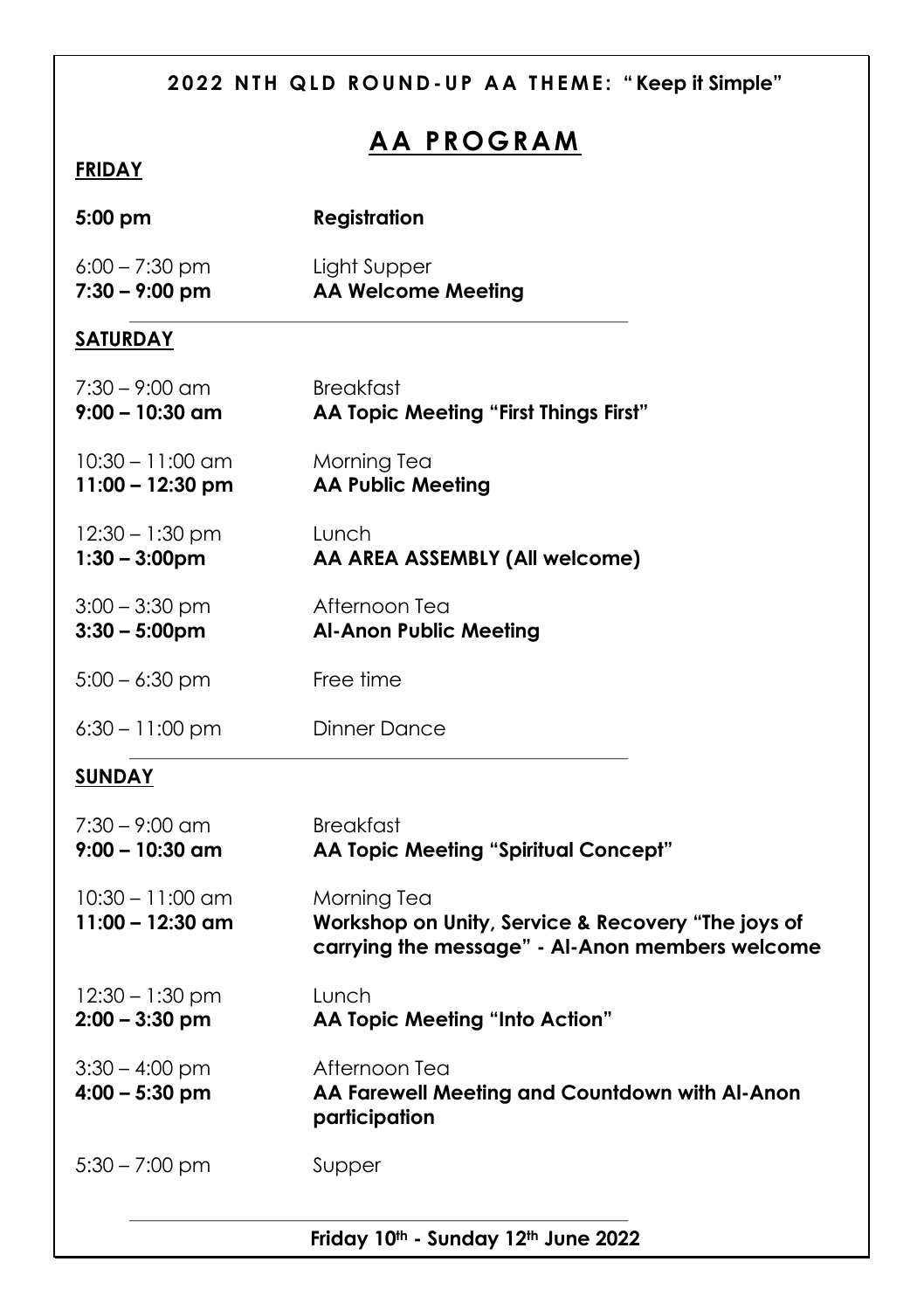**2022 NTH QLD ROUND-UP AA THEME: "Keep it Simple"**

# AA PROGRAM

**FRIDAY**

| | |
|---|---|
| **5:00 pm** | **Registration** |
| 6:00 – 7:30 pm | Light Supper |
| **7:30 – 9:00 pm** | **AA Welcome Meeting** |

**SATURDAY**

| | |
|---|---|
| 7:30 – 9:00 am | Breakfast |
| **9:00 – 10:30 am** | **AA Topic Meeting "First Things First"** |
| 10:30 – 11:00 am | Morning Tea |
| **11:00 – 12:30 pm** | **AA Public Meeting** |
| 12:30 – 1:30 pm | Lunch |
| **1:30 – 3:00pm** | **AA AREA ASSEMBLY (All welcome)** |
| 3:00 – 3:30 pm | Afternoon Tea |
| **3:30 – 5:00pm** | **Al-Anon Public Meeting** |
| 5:00 – 6:30 pm | Free time |
| 6:30 – 11:00 pm | Dinner Dance |

**SUNDAY**

| | |
|---|---|
| 7:30 – 9:00 am | Breakfast |
| **9:00 – 10:30 am** | **AA Topic Meeting "Spiritual Concept"** |
| 10:30 – 11:00 am | Morning Tea |
| **11:00 – 12:30 am** | **Workshop on Unity, Service & Recovery "The joys of carrying the message" - Al-Anon members welcome** |
| 12:30 – 1:30 pm | Lunch |
| **2:00 – 3:30 pm** | **AA Topic Meeting "Into Action"** |
| 3:30 – 4:00 pm | Afternoon Tea |
| **4:00 – 5:30 pm** | **AA Farewell Meeting and Countdown with Al-Anon participation** |
| 5:30 – 7:00 pm | Supper |

**Friday 10th - Sunday 12th June 2022**